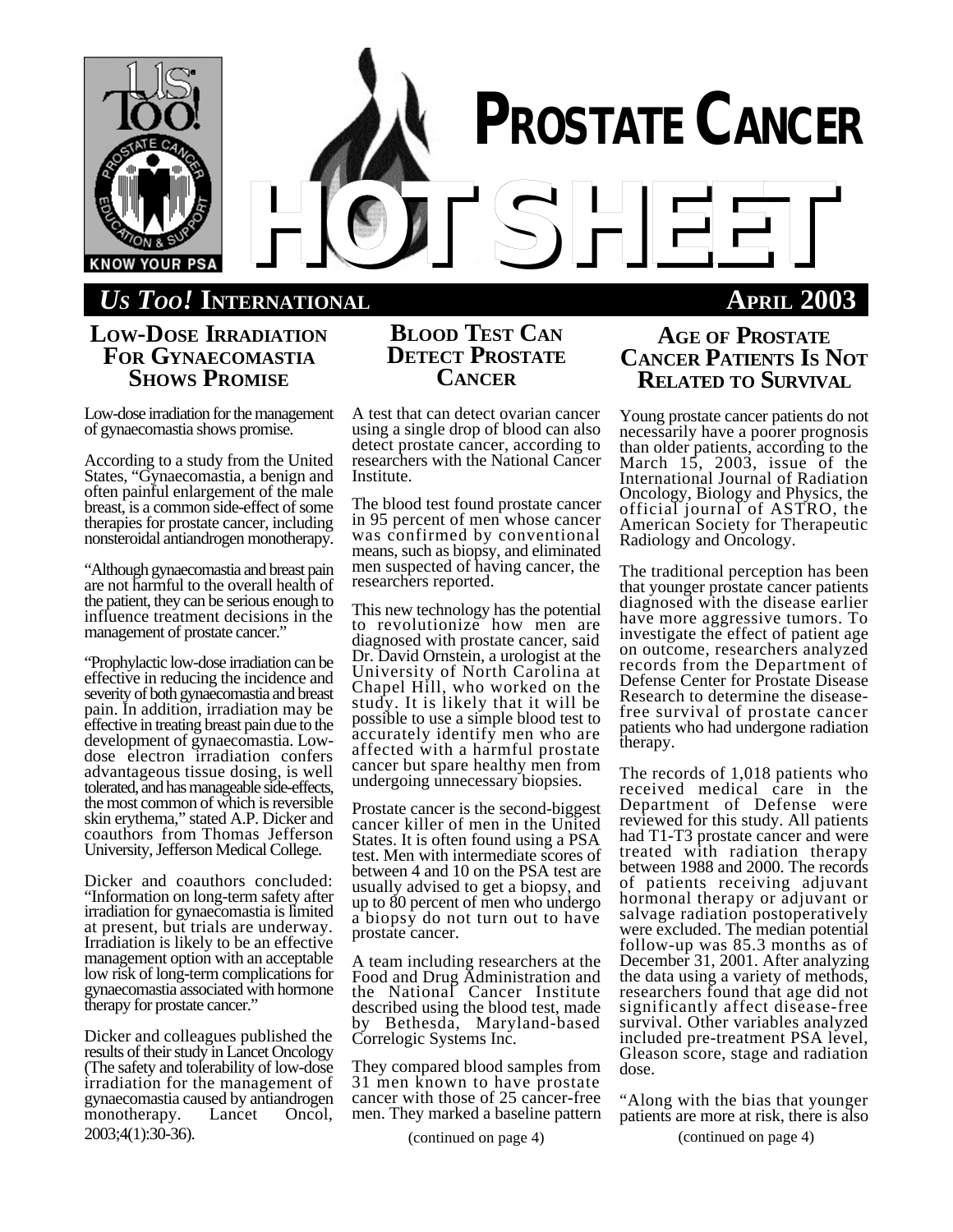# PROSTATE CANCER HOT SHEET

***US TOO!* INTERNATIONAL** **APRIL 2003**

## LOW-DOSE IRRADIATION FOR GYNAECOMASTIA SHOWS PROMISE

Low-dose irradiation for the management of gynaecomastia shows promise.

According to a study from the United States, "Gynaecomastia, a benign and often painful enlargement of the male breast, is a common side-effect of some therapies for prostate cancer, including nonsteroidal antiandrogen monotherapy.

"Although gynaecomastia and breast pain are not harmful to the overall health of the patient, they can be serious enough to influence treatment decisions in the management of prostate cancer."

"Prophylactic low-dose irradiation can be effective in reducing the incidence and severity of both gynaecomastia and breast pain. In addition, irradiation may be effective in treating breast pain due to the development of gynaecomastia. Low-dose electron irradiation confers advantageous tissue dosing, is well tolerated, and has manageable side-effects, the most common of which is reversible skin erythema," stated A.P. Dicker and coauthors from Thomas Jefferson University, Jefferson Medical College.

Dicker and coauthors concluded: "Information on long-term safety after irradiation for gynaecomastia is limited at present, but trials are underway. Irradiation is likely to be an effective management option with an acceptable low risk of long-term complications for gynaecomastia associated with hormone therapy for prostate cancer."

Dicker and colleagues published the results of their study in Lancet Oncology (The safety and tolerability of low-dose irradiation for the management of gynaecomastia caused by antiandrogen monotherapy. Lancet Oncol, 2003;4(1):30-36).

## BLOOD TEST CAN DETECT PROSTATE CANCER

A test that can detect ovarian cancer using a single drop of blood can also detect prostate cancer, according to researchers with the National Cancer Institute.

The blood test found prostate cancer in 95 percent of men whose cancer was confirmed by conventional means, such as biopsy, and eliminated men suspected of having cancer, the researchers reported.

This new technology has the potential to revolutionize how men are diagnosed with prostate cancer, said Dr. David Ornstein, a urologist at the University of North Carolina at Chapel Hill, who worked on the study. It is likely that it will be possible to use a simple blood test to accurately identify men who are affected with a harmful prostate cancer but spare healthy men from undergoing unnecessary biopsies.

Prostate cancer is the second-biggest cancer killer of men in the United States. It is often found using a PSA test. Men with intermediate scores of between 4 and 10 on the PSA test are usually advised to get a biopsy, and up to 80 percent of men who undergo a biopsy do not turn out to have prostate cancer.

A team including researchers at the Food and Drug Administration and the National Cancer Institute described using the blood test, made by Bethesda, Maryland-based Correlogic Systems Inc.

They compared blood samples from 31 men known to have prostate cancer with those of 25 cancer-free men. They marked a baseline pattern

(continued on page 4)

## AGE OF PROSTATE CANCER PATIENTS IS NOT RELATED TO SURVIVAL

Young prostate cancer patients do not necessarily have a poorer prognosis than older patients, according to the March 15, 2003, issue of the International Journal of Radiation Oncology, Biology and Physics, the official journal of ASTRO, the American Society for Therapeutic Radiology and Oncology.

The traditional perception has been that younger prostate cancer patients diagnosed with the disease earlier have more aggressive tumors. To investigate the effect of patient age on outcome, researchers analyzed records from the Department of Defense Center for Prostate Disease Research to determine the disease-free survival of prostate cancer patients who had undergone radiation therapy.

The records of 1,018 patients who received medical care in the Department of Defense were reviewed for this study. All patients had T1-T3 prostate cancer and were treated with radiation therapy between 1988 and 2000. The records of patients receiving adjuvant hormonal therapy or adjuvant or salvage radiation postoperatively were excluded. The median potential follow-up was 85.3 months as of December 31, 2001. After analyzing the data using a variety of methods, researchers found that age did not significantly affect disease-free survival. Other variables analyzed included pre-treatment PSA level, Gleason score, stage and radiation dose.

"Along with the bias that younger patients are more at risk, there is also

(continued on page 4)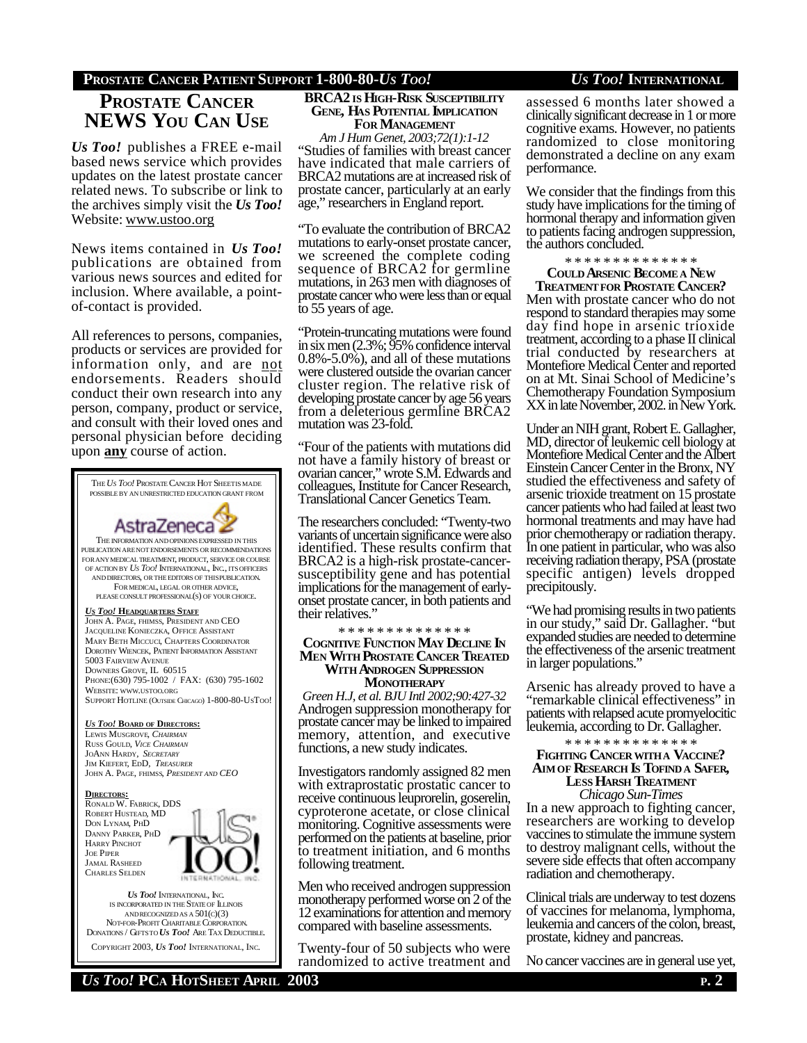## Prostate Cancer NEWS You Can Use

***Us Too!*** publishes a FREE e-mail based news service which provides updates on the latest prostate cancer related news. To subscribe or link to the archives simply visit the ***Us Too!*** Website: www.ustoo.org

News items contained in ***Us Too!*** publications are obtained from various news sources and edited for inclusion. Where available, a point-of-contact is provided.

All references to persons, companies, products or services are provided for information only, and are not endorsements. Readers should conduct their own research into any person, company, product or service, and consult with their loved ones and personal physician before deciding upon **any** course of action.

THE *US TOO!* PROSTATE CANCER HOT SHEETS IS MADE POSSIBLE BY AN UNRESTRICTED EDUCATION GRANT FROM

AstraZeneca

THE INFORMATION AND OPINIONS EXPRESSED IN THIS PUBLICATION ARE NOT ENDORSEMENTS OR RECOMMENDATIONS FOR ANY MEDICAL TREATMENT, PRODUCT, SERVICE OR COURSE OF ACTION BY *US TOO!* INTERNATIONAL, INC., ITS OFFICERS AND DIRECTORS, OR THE EDITORS OF THIS PUBLICATION. FOR MEDICAL, LEGAL OR OTHER ADVICE, PLEASE CONSULT PROFESSIONAL(S) OF YOUR CHOICE.

***US TOO!* HEADQUARTERS STAFF**

JOHN A. PAGE, FHIMSS, PRESIDENT AND CEO
JACQUELINE KONIECZKA, OFFICE ASSISTANT
MARY BETH MICCUCI, CHAPTERS COORDINATOR
DOROTHY WIENCEK, PATIENT INFORMATION ASSISTANT
5003 FAIRVIEW AVENUE
DOWNERS GROVE, IL 60515
PHONE:(630) 795-1002 / FAX: (630) 795-1602
WEBSITE: WWW.USTOO.ORG
SUPPORT HOTLINE (OUTSIDE CHICAGO) 1-800-80-USTOO!

***US TOO!* BOARD OF DIRECTORS:**

LEWIS MUSGROVE, *CHAIRMAN*
RUSS GOULD, *VICE CHAIRMAN*
JOANN HARDY, *SECRETARY*
JIM KIEFERT, EDD, *TREASURER*
JOHN A. PAGE, FHIMSS, *PRESIDENT AND CEO*

**DIRECTORS:**

RONALD W. FABRICK, DDS
ROBERT HUSTEAD, MD
DON LYNAM, PHD
DANNY PARKER, PHD
HARRY PINCHOT
JOE PIPER
JAMAL RASHEED
CHARLES SELDEN

***US TOO!*** INTERNATIONAL, INC. IS INCORPORATED IN THE STATE OF ILLINOIS AND RECOGNIZED AS A 501(C)(3) NOT-FOR-PROFIT CHARITABLE CORPORATION. DONATIONS / GIFTS TO ***US TOO!*** ARE TAX DEDUCTIBLE.

COPYRIGHT 2003, ***US TOO!*** INTERNATIONAL, INC.

### BRCA2 is High-Risk Susceptibility Gene, Has Potential Implication for Management

*Am J Hum Genet, 2003;72(1):1-12*

"Studies of families with breast cancer have indicated that male carriers of BRCA2 mutations are at increased risk of prostate cancer, particularly at an early age," researchers in England report.

"To evaluate the contribution of BRCA2 mutations to early-onset prostate cancer, we screened the complete coding sequence of BRCA2 for germline mutations, in 263 men with diagnoses of prostate cancer who were less than or equal to 55 years of age.

"Protein-truncating mutations were found in six men (2.3%; 95% confidence interval 0.8%-5.0%), and all of these mutations were clustered outside the ovarian cancer cluster region. The relative risk of developing prostate cancer by age 56 years from a deleterious germline BRCA2 mutation was 23-fold.

"Four of the patients with mutations did not have a family history of breast or ovarian cancer," wrote S.M. Edwards and colleagues, Institute for Cancer Research, Translational Cancer Genetics Team.

The researchers concluded: "Twenty-two variants of uncertain significance were also identified. These results confirm that BRCA2 is a high-risk prostate-cancer-susceptibility gene and has potential implications for the management of early-onset prostate cancer, in both patients and their relatives."

\* \* \* \* \* \* \* \* \* \* \* \* \* \*

### Cognitive Function May Decline in Men with Prostate Cancer Treated with Androgen Suppression Monotherapy

*Green H.J, et al. BJU Intl 2002;90:427-32*

Androgen suppression monotherapy for prostate cancer may be linked to impaired memory, attention, and executive functions, a new study indicates.

Investigators randomly assigned 82 men with extraprostatic prostatic cancer to receive continuous leuprorelin, goserelin, cyproterone acetate, or close clinical monitoring. Cognitive assessments were performed on the patients at baseline, prior to treatment initiation, and 6 months following treatment.

Men who received androgen suppression monotherapy performed worse on 2 of the 12 examinations for attention and memory compared with baseline assessments.

Twenty-four of 50 subjects who were randomized to active treatment and assessed 6 months later showed a clinically significant decrease in 1 or more cognitive exams. However, no patients randomized to close monitoring demonstrated a decline on any exam performance.

We consider that the findings from this study have implications for the timing of hormonal therapy and information given to patients facing androgen suppression, the authors concluded.

\* \* \* \* \* \* \* \* \* \* \* \* \* \*

### Could Arsenic Become a New Treatment for Prostate Cancer?

Men with prostate cancer who do not respond to standard therapies may some day find hope in arsenic trioxide treatment, according to a phase II clinical trial conducted by researchers at Montefiore Medical Center and reported on at Mt. Sinai School of Medicine's Chemotherapy Foundation Symposium XX in late November, 2002. in New York.

Under an NIH grant, Robert E. Gallagher, MD, director of leukemic cell biology at Montefiore Medical Center and the Albert Einstein Cancer Center in the Bronx, NY studied the effectiveness and safety of arsenic trioxide treatment on 15 prostate cancer patients who had failed at least two hormonal treatments and may have had prior chemotherapy or radiation therapy. In one patient in particular, who was also receiving radiation therapy, PSA (prostate specific antigen) levels dropped precipitously.

"We had promising results in two patients in our study," said Dr. Gallagher. "but expanded studies are needed to determine the effectiveness of the arsenic treatment in larger populations."

Arsenic has already proved to have a "remarkable clinical effectiveness" in patients with relapsed acute promyelocitic leukemia, according to Dr. Gallagher.

\* \* \* \* \* \* \* \* \* \* \* \* \* \*

### Fighting Cancer with a Vaccine? Aim of Research is to Find a Safer, Less Harsh Treatment

*Chicago Sun-Times*

In a new approach to fighting cancer, researchers are working to develop vaccines to stimulate the immune system to destroy malignant cells, without the severe side effects that often accompany radiation and chemotherapy.

Clinical trials are underway to test dozens of vaccines for melanoma, lymphoma, leukemia and cancers of the colon, breast, prostate, kidney and pancreas.

No cancer vaccines are in general use yet,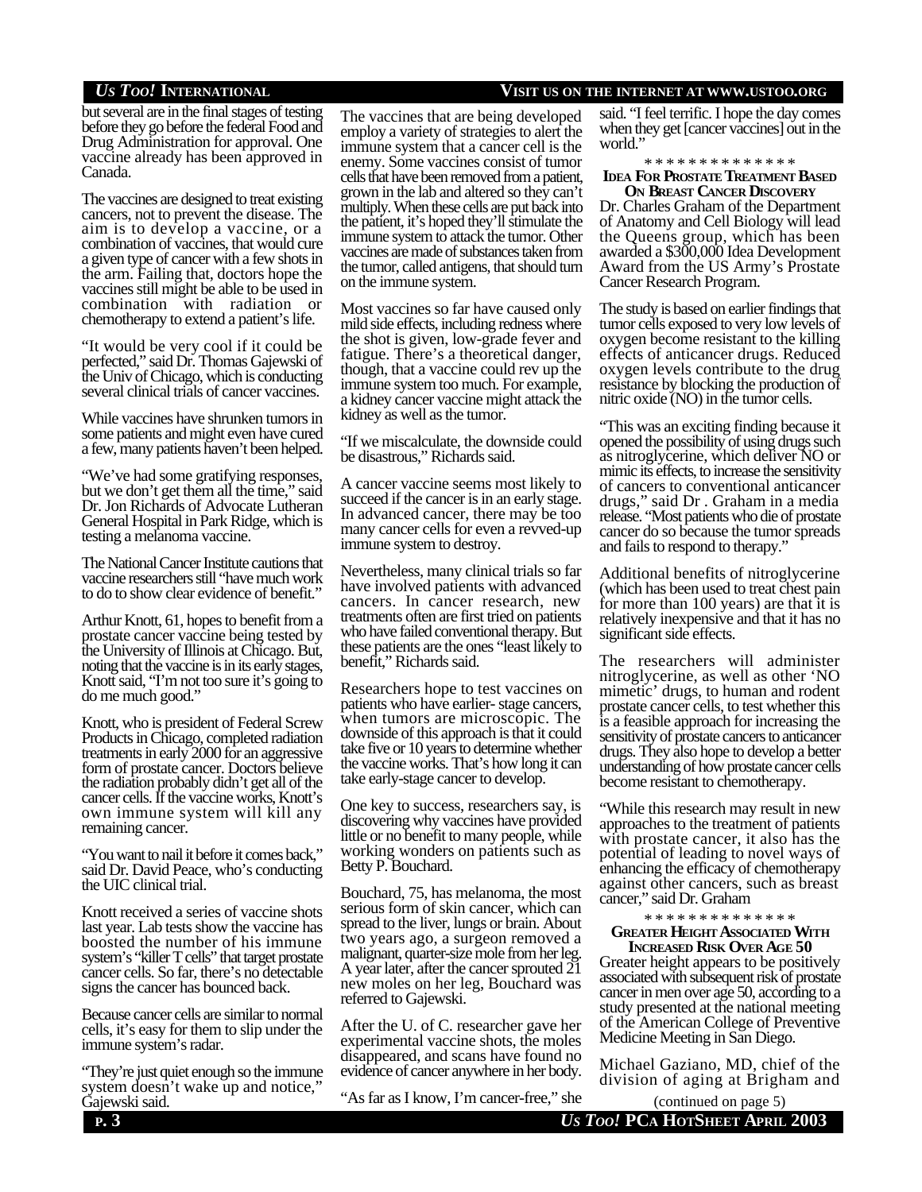but several are in the final stages of testing before they go before the federal Food and Drug Administration for approval. One vaccine already has been approved in Canada.

The vaccines are designed to treat existing cancers, not to prevent the disease. The aim is to develop a vaccine, or a combination of vaccines, that would cure a given type of cancer with a few shots in the arm. Failing that, doctors hope the vaccines still might be able to be used in combination with radiation or chemotherapy to extend a patient's life.

"It would be very cool if it could be perfected," said Dr. Thomas Gajewski of the Univ of Chicago, which is conducting several clinical trials of cancer vaccines.

While vaccines have shrunken tumors in some patients and might even have cured a few, many patients haven't been helped.

"We've had some gratifying responses, but we don't get them all the time," said Dr. Jon Richards of Advocate Lutheran General Hospital in Park Ridge, which is testing a melanoma vaccine.

The National Cancer Institute cautions that vaccine researchers still "have much work to do to show clear evidence of benefit."

Arthur Knott, 61, hopes to benefit from a prostate cancer vaccine being tested by the University of Illinois at Chicago. But, noting that the vaccine is in its early stages, Knott said, "I'm not too sure it's going to do me much good."

Knott, who is president of Federal Screw Products in Chicago, completed radiation treatments in early 2000 for an aggressive form of prostate cancer. Doctors believe the radiation probably didn't get all of the cancer cells. If the vaccine works, Knott's own immune system will kill any remaining cancer.

"You want to nail it before it comes back," said Dr. David Peace, who's conducting the UIC clinical trial.

Knott received a series of vaccine shots last year. Lab tests show the vaccine has boosted the number of his immune system's "killer T cells" that target prostate cancer cells. So far, there's no detectable signs the cancer has bounced back.

Because cancer cells are similar to normal cells, it's easy for them to slip under the immune system's radar.

"They're just quiet enough so the immune system doesn't wake up and notice," Gajewski said.

The vaccines that are being developed employ a variety of strategies to alert the immune system that a cancer cell is the enemy. Some vaccines consist of tumor cells that have been removed from a patient, grown in the lab and altered so they can't multiply. When these cells are put back into the patient, it's hoped they'll stimulate the immune system to attack the tumor. Other vaccines are made of substances taken from the tumor, called antigens, that should turn on the immune system.

Most vaccines so far have caused only mild side effects, including redness where the shot is given, low-grade fever and fatigue. There's a theoretical danger, though, that a vaccine could rev up the immune system too much. For example, a kidney cancer vaccine might attack the kidney as well as the tumor.

"If we miscalculate, the downside could be disastrous," Richards said.

A cancer vaccine seems most likely to succeed if the cancer is in an early stage. In advanced cancer, there may be too many cancer cells for even a revved-up immune system to destroy.

Nevertheless, many clinical trials so far have involved patients with advanced cancers. In cancer research, new treatments often are first tried on patients who have failed conventional therapy. But these patients are the ones "least likely to benefit," Richards said.

Researchers hope to test vaccines on patients who have earlier- stage cancers, when tumors are microscopic. The downside of this approach is that it could take five or 10 years to determine whether the vaccine works. That's how long it can take early-stage cancer to develop.

One key to success, researchers say, is discovering why vaccines have provided little or no benefit to many people, while working wonders on patients such as Betty P. Bouchard.

Bouchard, 75, has melanoma, the most serious form of skin cancer, which can spread to the liver, lungs or brain. About two years ago, a surgeon removed a malignant, quarter-size mole from her leg. A year later, after the cancer sprouted 21 new moles on her leg, Bouchard was referred to Gajewski.

After the U. of C. researcher gave her experimental vaccine shots, the moles disappeared, and scans have found no evidence of cancer anywhere in her body.

"As far as I know, I'm cancer-free," she said. "I feel terrific. I hope the day comes when they get [cancer vaccines] out in the world."

\* \* \* \* \* \* \* \* \* \* \* \* \* \*

## Idea For Prostate Treatment Based On Breast Cancer Discovery

Dr. Charles Graham of the Department of Anatomy and Cell Biology will lead the Queens group, which has been awarded a $300,000 Idea Development Award from the US Army's Prostate Cancer Research Program.

The study is based on earlier findings that tumor cells exposed to very low levels of oxygen become resistant to the killing effects of anticancer drugs. Reduced oxygen levels contribute to the drug resistance by blocking the production of nitric oxide (NO) in the tumor cells.

"This was an exciting finding because it opened the possibility of using drugs such as nitroglycerine, which deliver NO or mimic its effects, to increase the sensitivity of cancers to conventional anticancer drugs," said Dr . Graham in a media release. "Most patients who die of prostate cancer do so because the tumor spreads and fails to respond to therapy."

Additional benefits of nitroglycerine (which has been used to treat chest pain for more than 100 years) are that it is relatively inexpensive and that it has no significant side effects.

The researchers will administer nitroglycerine, as well as other 'NO mimetic' drugs, to human and rodent prostate cancer cells, to test whether this is a feasible approach for increasing the sensitivity of prostate cancers to anticancer drugs. They also hope to develop a better understanding of how prostate cancer cells become resistant to chemotherapy.

"While this research may result in new approaches to the treatment of patients with prostate cancer, it also has the potential of leading to novel ways of enhancing the efficacy of chemotherapy against other cancers, such as breast cancer," said Dr. Graham

\* \* \* \* \* \* \* \* \* \* \* \* \* \*

## Greater Height Associated With Increased Risk Over Age 50

Greater height appears to be positively associated with subsequent risk of prostate cancer in men over age 50, according to a study presented at the national meeting of the American College of Preventive Medicine Meeting in San Diego.

Michael Gaziano, MD, chief of the division of aging at Brigham and

(continued on page 5)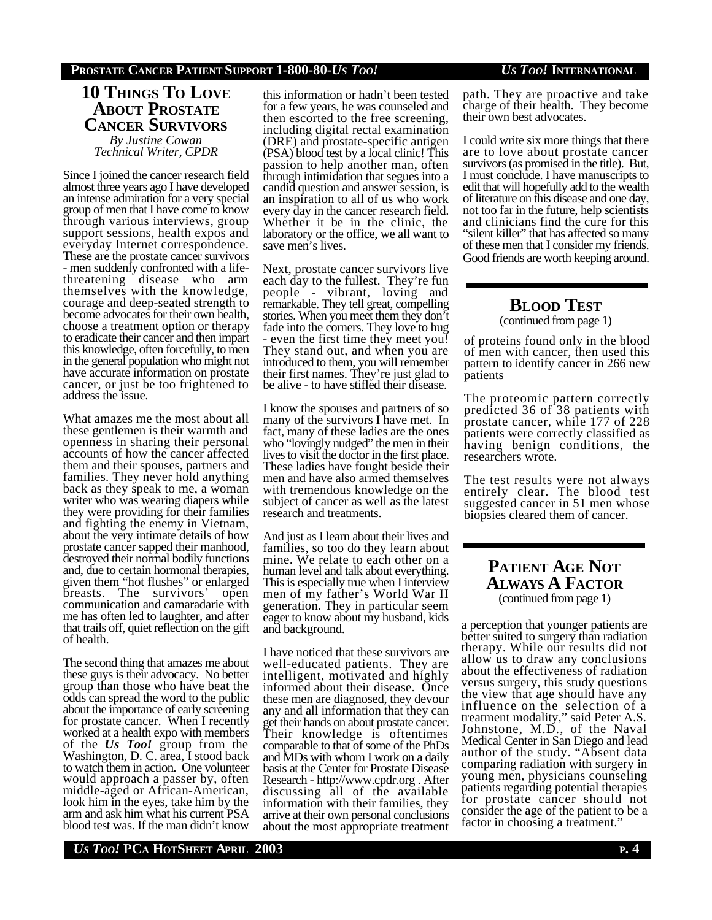## 10 Things To Love About Prostate Cancer Survivors

*By Justine Cowan*
*Technical Writer, CPDR*

Since I joined the cancer research field almost three years ago I have developed an intense admiration for a very special group of men that I have come to know through various interviews, group support sessions, health expos and everyday Internet correspondence. These are the prostate cancer survivors - men suddenly confronted with a life-threatening disease who arm themselves with the knowledge, courage and deep-seated strength to become advocates for their own health, choose a treatment option or therapy to eradicate their cancer and then impart this knowledge, often forcefully, to men in the general population who might not have accurate information on prostate cancer, or just be too frightened to address the issue.

What amazes me the most about all these gentlemen is their warmth and openness in sharing their personal accounts of how the cancer affected them and their spouses, partners and families. They never hold anything back as they speak to me, a woman writer who was wearing diapers while they were providing for their families and fighting the enemy in Vietnam, about the very intimate details of how prostate cancer sapped their manhood, destroyed their normal bodily functions and, due to certain hormonal therapies, given them "hot flushes" or enlarged breasts. The survivors' open communication and camaradarie with me has often led to laughter, and after that trails off, quiet reflection on the gift of health.

The second thing that amazes me about these guys is their advocacy. No better group than those who have beat the odds can spread the word to the public about the importance of early screening for prostate cancer. When I recently worked at a health expo with members of the ***Us Too!*** group from the Washington, D. C. area, I stood back to watch them in action. One volunteer would approach a passer by, often middle-aged or African-American, look him in the eyes, take him by the arm and ask him what his current PSA blood test was. If the man didn't know this information or hadn't been tested for a few years, he was counseled and then escorted to the free screening, including digital rectal examination (DRE) and prostate-specific antigen (PSA) blood test by a local clinic! This passion to help another man, often through intimidation that segues into a candid question and answer session, is an inspiration to all of us who work every day in the cancer research field. Whether it be in the clinic, the laboratory or the office, we all want to save men's lives.

Next, prostate cancer survivors live each day to the fullest. They're fun people - vibrant, loving and remarkable. They tell great, compelling stories. When you meet them they don't fade into the corners. They love to hug - even the first time they meet you! They stand out, and when you are introduced to them, you will remember their first names. They're just glad to be alive - to have stifled their disease.

I know the spouses and partners of so many of the survivors I have met. In fact, many of these ladies are the ones who "lovingly nudged" the men in their lives to visit the doctor in the first place. These ladies have fought beside their men and have also armed themselves with tremendous knowledge on the subject of cancer as well as the latest research and treatments.

And just as I learn about their lives and families, so too do they learn about mine. We relate to each other on a human level and talk about everything. This is especially true when I interview men of my father's World War II generation. They in particular seem eager to know about my husband, kids and background.

I have noticed that these survivors are well-educated patients. They are intelligent, motivated and highly informed about their disease. Once these men are diagnosed, they devour any and all information that they can get their hands on about prostate cancer. Their knowledge is oftentimes comparable to that of some of the PhDs and MDs with whom I work on a daily basis at the Center for Prostate Disease Research - http://www.cpdr.org . After discussing all of the available information with their families, they arrive at their own personal conclusions about the most appropriate treatment path. They are proactive and take charge of their health. They become their own best advocates.

I could write six more things that there are to love about prostate cancer survivors (as promised in the title). But, I must conclude. I have manuscripts to edit that will hopefully add to the wealth of literature on this disease and one day, not too far in the future, help scientists and clinicians find the cure for this "silent killer" that has affected so many of these men that I consider my friends. Good friends are worth keeping around.

## Blood Test

(continued from page 1)

of proteins found only in the blood of men with cancer, then used this pattern to identify cancer in 266 new patients

The proteomic pattern correctly predicted 36 of 38 patients with prostate cancer, while 177 of 228 patients were correctly classified as having benign conditions, the researchers wrote.

The test results were not always entirely clear. The blood test suggested cancer in 51 men whose biopsies cleared them of cancer.

## Patient Age Not Always A Factor

(continued from page 1)

a perception that younger patients are better suited to surgery than radiation therapy. While our results did not allow us to draw any conclusions about the effectiveness of radiation versus surgery, this study questions the view that age should have any influence on the selection of a treatment modality," said Peter A.S. Johnstone, M.D., of the Naval Medical Center in San Diego and lead author of the study. "Absent data comparing radiation with surgery in young men, physicians counseling patients regarding potential therapies for prostate cancer should not consider the age of the patient to be a factor in choosing a treatment."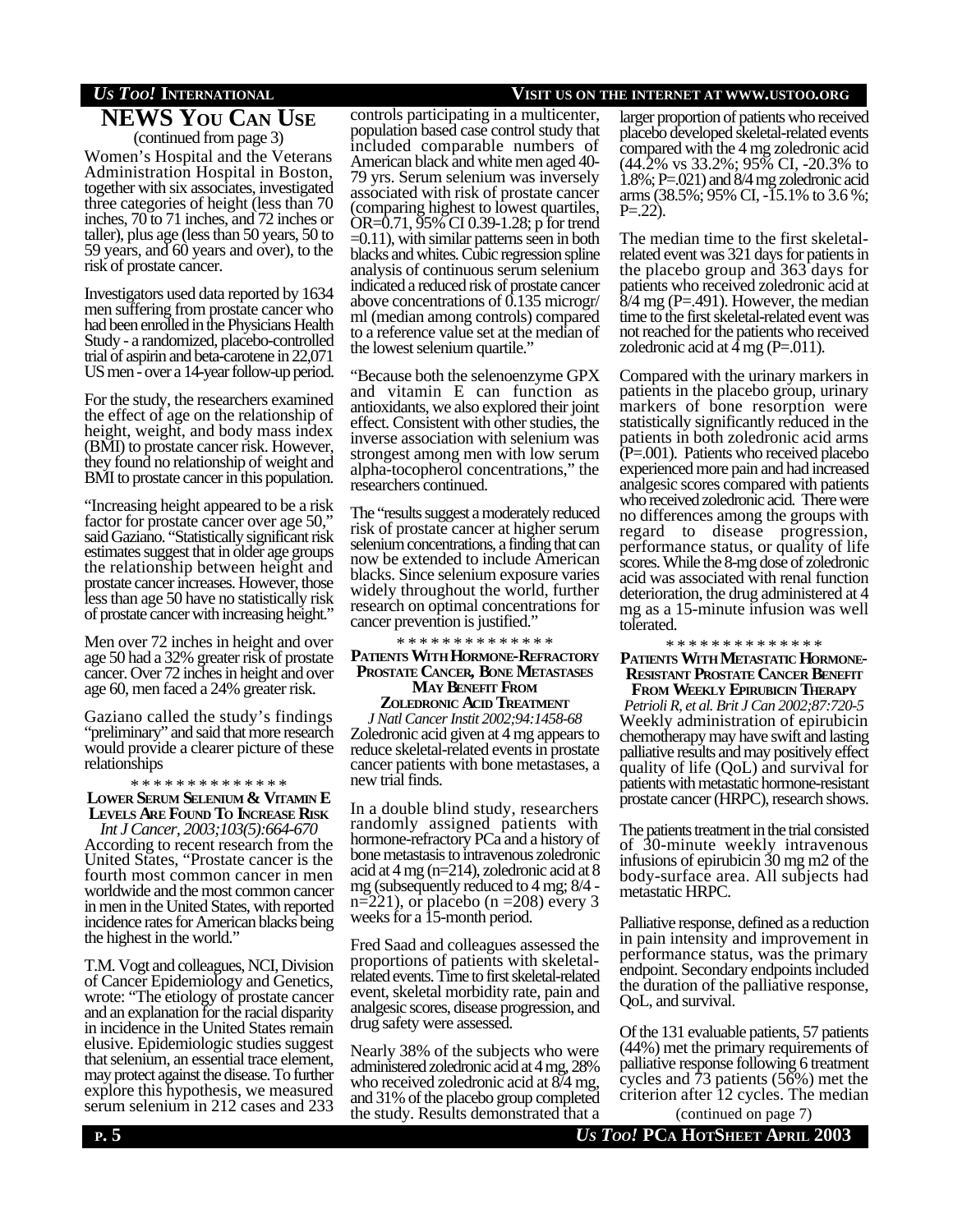## NEWS YOU CAN USE

(continued from page 3)

Women's Hospital and the Veterans Administration Hospital in Boston, together with six associates, investigated three categories of height (less than 70 inches, 70 to 71 inches, and 72 inches or taller), plus age (less than 50 years, 50 to 59 years, and 60 years and over), to the risk of prostate cancer.

Investigators used data reported by 1634 men suffering from prostate cancer who had been enrolled in the Physicians Health Study - a randomized, placebo-controlled trial of aspirin and beta-carotene in 22,071 US men - over a 14-year follow-up period.

For the study, the researchers examined the effect of age on the relationship of height, weight, and body mass index (BMI) to prostate cancer risk. However, they found no relationship of weight and BMI to prostate cancer in this population.

"Increasing height appeared to be a risk factor for prostate cancer over age 50," said Gaziano. "Statistically significant risk estimates suggest that in older age groups the relationship between height and prostate cancer increases. However, those less than age 50 have no statistically risk of prostate cancer with increasing height."

Men over 72 inches in height and over age 50 had a 32% greater risk of prostate cancer. Over 72 inches in height and over age 60, men faced a 24% greater risk.

Gaziano called the study's findings "preliminary" and said that more research would provide a clearer picture of these relationships

\* \* \* \* \* \* \* \* \* \* \* \* \* \*

### LOWER SERUM SELENIUM & VITAMIN E LEVELS ARE FOUND TO INCREASE RISK

*Int J Cancer, 2003;103(5):664-670*

According to recent research from the United States, "Prostate cancer is the fourth most common cancer in men worldwide and the most common cancer in men in the United States, with reported incidence rates for American blacks being the highest in the world."

T.M. Vogt and colleagues, NCI, Division of Cancer Epidemiology and Genetics, wrote: "The etiology of prostate cancer and an explanation for the racial disparity in incidence in the United States remain elusive. Epidemiologic studies suggest that selenium, an essential trace element, may protect against the disease. To further explore this hypothesis, we measured serum selenium in 212 cases and 233 controls participating in a multicenter, population based case control study that included comparable numbers of American black and white men aged 40-79 yrs. Serum selenium was inversely associated with risk of prostate cancer (comparing highest to lowest quartiles, OR=0.71, 95% CI 0.39-1.28; p for trend =0.11), with similar patterns seen in both blacks and whites. Cubic regression spline analysis of continuous serum selenium indicated a reduced risk of prostate cancer above concentrations of 0.135 microgr/ml (median among controls) compared to a reference value set at the median of the lowest selenium quartile."

"Because both the selenoenzyme GPX and vitamin E can function as antioxidants, we also explored their joint effect. Consistent with other studies, the inverse association with selenium was strongest among men with low serum alpha-tocopherol concentrations," the researchers continued.

The "results suggest a moderately reduced risk of prostate cancer at higher serum selenium concentrations, a finding that can now be extended to include American blacks. Since selenium exposure varies widely throughout the world, further research on optimal concentrations for cancer prevention is justified."

\* \* \* \* \* \* \* \* \* \* \* \* \* \*

### PATIENTS WITH HORMONE-REFRACTORY PROSTATE CANCER, BONE METASTASES MAY BENEFIT FROM ZOLEDRONIC ACID TREATMENT

*J Natl Cancer Instit 2002;94:1458-68*

Zoledronic acid given at 4 mg appears to reduce skeletal-related events in prostate cancer patients with bone metastases, a new trial finds.

In a double blind study, researchers randomly assigned patients with hormone-refractory PCa and a history of bone metastasis to intravenous zoledronic acid at 4 mg (n=214), zoledronic acid at 8 mg (subsequently reduced to 4 mg; 8/4 - n=221), or placebo (n =208) every 3 weeks for a 15-month period.

Fred Saad and colleagues assessed the proportions of patients with skeletal-related events. Time to first skeletal-related event, skeletal morbidity rate, pain and analgesic scores, disease progression, and drug safety were assessed.

Nearly 38% of the subjects who were administered zoledronic acid at 4 mg, 28% who received zoledronic acid at 8/4 mg, and 31% of the placebo group completed the study. Results demonstrated that a larger proportion of patients who received placebo developed skeletal-related events compared with the 4 mg zoledronic acid (44.2% vs 33.2%; 95% CI, -20.3% to 1.8%; P=.021) and 8/4 mg zoledronic acid arms (38.5%; 95% CI, -15.1% to 3.6 %; P=.22).

The median time to the first skeletal-related event was 321 days for patients in the placebo group and 363 days for patients who received zoledronic acid at 8/4 mg (P=.491). However, the median time to the first skeletal-related event was not reached for the patients who received zoledronic acid at 4 mg (P=.011).

Compared with the urinary markers in patients in the placebo group, urinary markers of bone resorption were statistically significantly reduced in the patients in both zoledronic acid arms (P=.001). Patients who received placebo experienced more pain and had increased analgesic scores compared with patients who received zoledronic acid. There were no differences among the groups with regard to disease progression, performance status, or quality of life scores. While the 8-mg dose of zoledronic acid was associated with renal function deterioration, the drug administered at 4 mg as a 15-minute infusion was well tolerated.

\* \* \* \* \* \* \* \* \* \* \* \* \* \*

### PATIENTS WITH METASTATIC HORMONE-RESISTANT PROSTATE CANCER BENEFIT FROM WEEKLY EPIRUBICIN THERAPY

*Petrioli R, et al. Brit J Can 2002;87:720-5*

Weekly administration of epirubicin chemotherapy may have swift and lasting palliative results and may positively effect quality of life (QoL) and survival for patients with metastatic hormone-resistant prostate cancer (HRPC), research shows.

The patients treatment in the trial consisted of 30-minute weekly intravenous infusions of epirubicin 30 mg m2 of the body-surface area. All subjects had metastatic HRPC.

Palliative response, defined as a reduction in pain intensity and improvement in performance status, was the primary endpoint. Secondary endpoints included the duration of the palliative response, QoL, and survival.

Of the 131 evaluable patients, 57 patients (44%) met the primary requirements of palliative response following 6 treatment cycles and 73 patients (56%) met the criterion after 12 cycles. The median

(continued on page 7)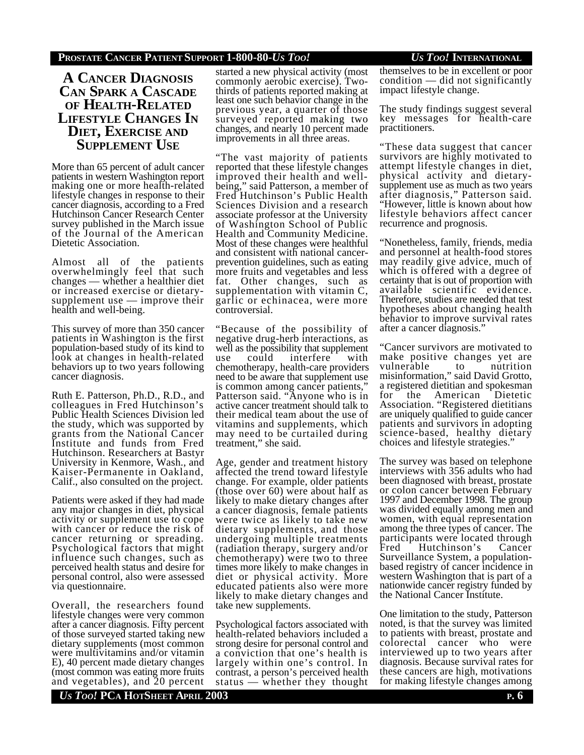# A Cancer Diagnosis Can Spark a Cascade of Health-Related Lifestyle Changes In Diet, Exercise and Supplement Use

More than 65 percent of adult cancer patients in western Washington report making one or more health-related lifestyle changes in response to their cancer diagnosis, according to a Fred Hutchinson Cancer Research Center survey published in the March issue of the Journal of the American Dietetic Association.

Almost all of the patients overwhelmingly feel that such changes — whether a healthier diet or increased exercise or dietary-supplement use — improve their health and well-being.

This survey of more than 350 cancer patients in Washington is the first population-based study of its kind to look at changes in health-related behaviors up to two years following cancer diagnosis.

Ruth E. Patterson, Ph.D., R.D., and colleagues in Fred Hutchinson's Public Health Sciences Division led the study, which was supported by grants from the National Cancer Institute and funds from Fred Hutchinson. Researchers at Bastyr University in Kenmore, Wash., and Kaiser-Permanente in Oakland, Calif., also consulted on the project.

Patients were asked if they had made any major changes in diet, physical activity or supplement use to cope with cancer or reduce the risk of cancer returning or spreading. Psychological factors that might influence such changes, such as perceived health status and desire for personal control, also were assessed via questionnaire.

Overall, the researchers found lifestyle changes were very common after a cancer diagnosis. Fifty percent of those surveyed started taking new dietary supplements (most common were multivitamins and/or vitamin E), 40 percent made dietary changes (most common was eating more fruits and vegetables), and 20 percent started a new physical activity (most commonly aerobic exercise). Two-thirds of patients reported making at least one such behavior change in the previous year, a quarter of those surveyed reported making two changes, and nearly 10 percent made improvements in all three areas.

"The vast majority of patients reported that these lifestyle changes improved their health and well-being," said Patterson, a member of Fred Hutchinson's Public Health Sciences Division and a research associate professor at the University of Washington School of Public Health and Community Medicine. Most of these changes were healthful and consistent with national cancer-prevention guidelines, such as eating more fruits and vegetables and less fat. Other changes, such as supplementation with vitamin C, garlic or echinacea, were more controversial.

"Because of the possibility of negative drug-herb interactions, as well as the possibility that supplement use could interfere with chemotherapy, health-care providers need to be aware that supplement use is common among cancer patients," Patterson said. "Anyone who is in active cancer treatment should talk to their medical team about the use of vitamins and supplements, which may need to be curtailed during treatment," she said.

Age, gender and treatment history affected the trend toward lifestyle change. For example, older patients (those over 60) were about half as likely to make dietary changes after a cancer diagnosis, female patients were twice as likely to take new dietary supplements, and those undergoing multiple treatments (radiation therapy, surgery and/or chemotherapy) were two to three times more likely to make changes in diet or physical activity. More educated patients also were more likely to make dietary changes and take new supplements.

Psychological factors associated with health-related behaviors included a strong desire for personal control and a conviction that one's health is largely within one's control. In contrast, a person's perceived health status — whether they thought themselves to be in excellent or poor condition — did not significantly impact lifestyle change.

The study findings suggest several key messages for health-care practitioners.

"These data suggest that cancer survivors are highly motivated to attempt lifestyle changes in diet, physical activity and dietary-supplement use as much as two years after diagnosis," Patterson said. "However, little is known about how lifestyle behaviors affect cancer recurrence and prognosis.

"Nonetheless, family, friends, media and personnel at health-food stores may readily give advice, much of which is offered with a degree of certainty that is out of proportion with available scientific evidence. Therefore, studies are needed that test hypotheses about changing health behavior to improve survival rates after a cancer diagnosis."

"Cancer survivors are motivated to make positive changes yet are vulnerable to nutrition misinformation," said David Grotto, a registered dietitian and spokesman for the American Dietetic Association. "Registered dietitians are uniquely qualified to guide cancer patients and survivors in adopting science-based, healthy dietary choices and lifestyle strategies."

The survey was based on telephone interviews with 356 adults who had been diagnosed with breast, prostate or colon cancer between February 1997 and December 1998. The group was divided equally among men and women, with equal representation among the three types of cancer. The participants were located through Fred Hutchinson's Cancer Surveillance System, a population-based registry of cancer incidence in western Washington that is part of a nationwide cancer registry funded by the National Cancer Institute.

One limitation to the study, Patterson noted, is that the survey was limited to patients with breast, prostate and colorectal cancer who were interviewed up to two years after diagnosis. Because survival rates for these cancers are high, motivations for making lifestyle changes among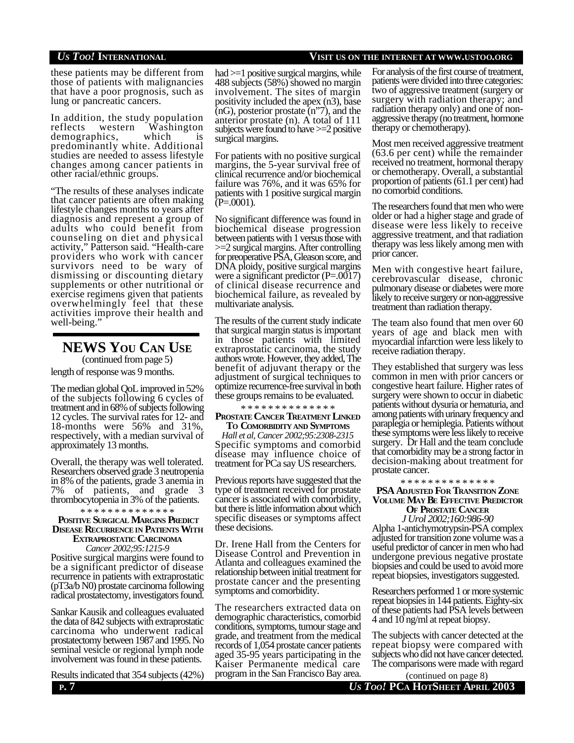these patients may be different from those of patients with malignancies that have a poor prognosis, such as lung or pancreatic cancers.

In addition, the study population reflects western Washington demographics, which is predominantly white. Additional studies are needed to assess lifestyle changes among cancer patients in other racial/ethnic groups.

"The results of these analyses indicate that cancer patients are often making lifestyle changes months to years after diagnosis and represent a group of adults who could benefit from counseling on diet and physical activity," Patterson said. "Health-care providers who work with cancer survivors need to be wary of dismissing or discounting dietary supplements or other nutritional or exercise regimens given that patients overwhelmingly feel that these activities improve their health and well-being."

## NEWS YOU CAN USE

(continued from page 5)

length of response was 9 months.

The median global QoL improved in 52% of the subjects following 6 cycles of treatment and in 68% of subjects following 12 cycles. The survival rates for 12- and 18-months were 56% and 31%, respectively, with a median survival of approximately 13 months.

Overall, the therapy was well tolerated. Researchers observed grade 3 neutropenia in 8% of the patients, grade 3 anemia in 7% of patients, and grade 3 thrombocytopenia in 3% of the patients.

* * * * * * * * * * * * * *

### POSITIVE SURGICAL MARGINS PREDICT DISEASE RECURRENCE IN PATIENTS WITH EXTRAPROSTATIC CARCINOMA

*Cancer 2002;95:1215-9*

Positive surgical margins were found to be a significant predictor of disease recurrence in patients with extraprostatic (pT3a/b N0) prostate carcinoma following radical prostatectomy, investigators found.

Sankar Kausik and colleagues evaluated the data of 842 subjects with extraprostatic carcinoma who underwent radical prostatectomy between 1987 and 1995. No seminal vesicle or regional lymph node involvement was found in these patients.

Results indicated that 354 subjects (42%) had >=1 positive surgical margins, while 488 subjects (58%) showed no margin involvement. The sites of margin positivity included the apex (n3), base (nG), posterior prostate (n"7), and the anterior prostate (n). A total of 111 subjects were found to have >=2 positive surgical margins.

For patients with no positive surgical margins, the 5-year survival free of clinical recurrence and/or biochemical failure was 76%, and it was 65% for patients with 1 positive surgical margin (P=.0001).

No significant difference was found in biochemical disease progression between patients with 1 versus those with >=2 surgical margins. After controlling for preoperative PSA, Gleason score, and DNA ploidy, positive surgical margins were a significant predictor (P=.0017) of clinical disease recurrence and biochemical failure, as revealed by multivariate analysis.

The results of the current study indicate that surgical margin status is important in those patients with limited extraprostatic carcinoma, the study authors wrote. However, they added, The benefit of adjuvant therapy or the adjustment of surgical techniques to optimize recurrence-free survival in both these groups remains to be evaluated.

* * * * * * * * * * * * * *

### PROSTATE CANCER TREATMENT LINKED TO COMORBIDITY AND SYMPTOMS

*Hall et al, Cancer 2002;95:2308-2315*

Specific symptoms and comorbid disease may influence choice of treatment for PCa say US researchers.

Previous reports have suggested that the type of treatment received for prostate cancer is associated with comorbidity, but there is little information about which specific diseases or symptoms affect these decisions.

Dr. Irene Hall from the Centers for Disease Control and Prevention in Atlanta and colleagues examined the relationship between initial treatment for prostate cancer and the presenting symptoms and comorbidity.

The researchers extracted data on demographic characteristics, comorbid conditions, symptoms, tumour stage and grade, and treatment from the medical records of 1,054 prostate cancer patients aged 35-95 years participating in the Kaiser Permanente medical care program in the San Francisco Bay area.

For analysis of the first course of treatment, patients were divided into three categories: two of aggressive treatment (surgery or surgery with radiation therapy; and radiation therapy only) and one of non-aggressive therapy (no treatment, hormone therapy or chemotherapy).

Most men received aggressive treatment (63.6 per cent) while the remainder received no treatment, hormonal therapy or chemotherapy. Overall, a substantial proportion of patients (61.1 per cent) had no comorbid conditions.

The researchers found that men who were older or had a higher stage and grade of disease were less likely to receive aggressive treatment, and that radiation therapy was less likely among men with prior cancer.

Men with congestive heart failure, cerebrovascular disease, chronic pulmonary disease or diabetes were more likely to receive surgery or non-aggressive treatment than radiation therapy.

The team also found that men over 60 years of age and black men with myocardial infarction were less likely to receive radiation therapy.

They established that surgery was less common in men with prior cancers or congestive heart failure. Higher rates of surgery were shown to occur in diabetic patients without dysuria or hematuria, and among patients with urinary frequency and paraplegia or hemiplegia. Patients without these symptoms were less likely to receive surgery. Dr Hall and the team conclude that comorbidity may be a strong factor in decision-making about treatment for prostate cancer.

* * * * * * * * * * * * * *

### PSA ADJUSTED FOR TRANSITION ZONE VOLUME MAY BE EFFECTIVE PREDICTOR OF PROSTATE CANCER

*J Urol 2002;160:986-90*

Alpha 1-antichymotrypsin-PSA complex adjusted for transition zone volume was a useful predictor of cancer in men who had undergone previous negative prostate biopsies and could be used to avoid more repeat biopsies, investigators suggested.

Researchers performed 1 or more systemic repeat biopsies in 144 patients. Eighty-six of these patients had PSA levels between 4 and 10 ng/ml at repeat biopsy.

The subjects with cancer detected at the repeat biopsy were compared with subjects who did not have cancer detected. The comparisons were made with regard

(continued on page 8)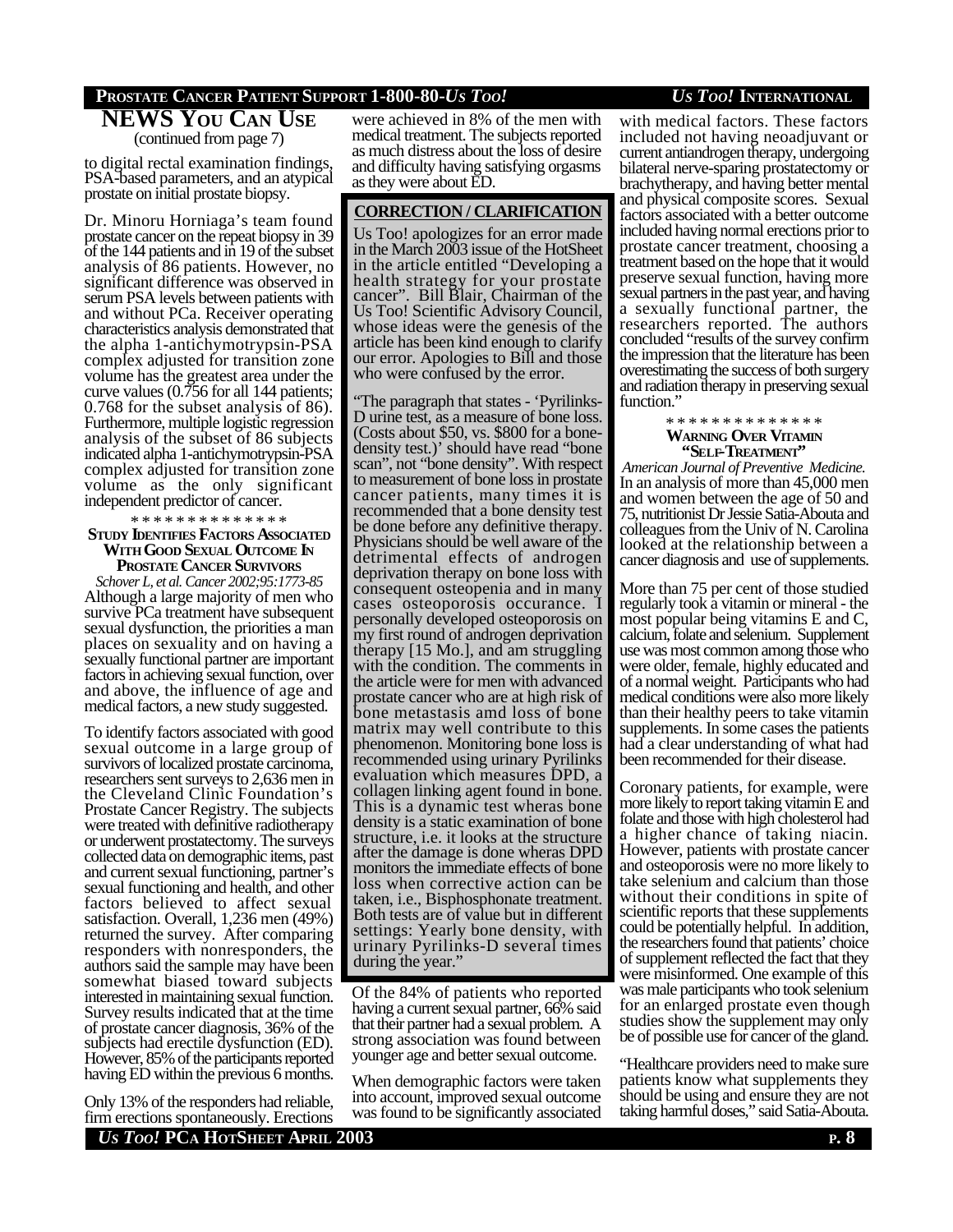## NEWS YOU CAN USE

(continued from page 7)

to digital rectal examination findings, PSA-based parameters, and an atypical prostate on initial prostate biopsy.

Dr. Minoru Horniaga's team found prostate cancer on the repeat biopsy in 39 of the 144 patients and in 19 of the subset analysis of 86 patients. However, no significant difference was observed in serum PSA levels between patients with and without PCa. Receiver operating characteristics analysis demonstrated that the alpha 1-antichymotrypsin-PSA complex adjusted for transition zone volume has the greatest area under the curve values (0.756 for all 144 patients; 0.768 for the subset analysis of 86). Furthermore, multiple logistic regression analysis of the subset of 86 subjects indicated alpha 1-antichymotrypsin-PSA complex adjusted for transition zone volume as the only significant independent predictor of cancer.

\* \* \* \* \* \* \* \* \* \* \* \* \* \*

### STUDY IDENTIFIES FACTORS ASSOCIATED WITH GOOD SEXUAL OUTCOME IN PROSTATE CANCER SURVIVORS

*Schover L, et al. Cancer 2002;95:1773-85*

Although a large majority of men who survive PCa treatment have subsequent sexual dysfunction, the priorities a man places on sexuality and on having a sexually functional partner are important factors in achieving sexual function, over and above, the influence of age and medical factors, a new study suggested.

To identify factors associated with good sexual outcome in a large group of survivors of localized prostate carcinoma, researchers sent surveys to 2,636 men in the Cleveland Clinic Foundation's Prostate Cancer Registry. The subjects were treated with definitive radiotherapy or underwent prostatectomy. The surveys collected data on demographic items, past and current sexual functioning, partner's sexual functioning and health, and other factors believed to affect sexual satisfaction. Overall, 1,236 men (49%) returned the survey. After comparing responders with nonresponders, the authors said the sample may have been somewhat biased toward subjects interested in maintaining sexual function. Survey results indicated that at the time of prostate cancer diagnosis, 36% of the subjects had erectile dysfunction (ED). However, 85% of the participants reported having ED within the previous 6 months.

Only 13% of the responders had reliable, firm erections spontaneously. Erections were achieved in 8% of the men with medical treatment. The subjects reported as much distress about the loss of desire and difficulty having satisfying orgasms as they were about ED.

### CORRECTION / CLARIFICATION

Us Too! apologizes for an error made in the March 2003 issue of the HotSheet in the article entitled "Developing a health strategy for your prostate cancer". Bill Blair, Chairman of the Us Too! Scientific Advisory Council, whose ideas were the genesis of the article has been kind enough to clarify our error. Apologies to Bill and those who were confused by the error.

"The paragraph that states - 'Pyrilinks-D urine test, as a measure of bone loss. (Costs about $50, vs. $800 for a bone-density test.)' should have read "bone scan", not "bone density". With respect to measurement of bone loss in prostate cancer patients, many times it is recommended that a bone density test be done before any definitive therapy. Physicians should be well aware of the detrimental effects of androgen deprivation therapy on bone loss with consequent osteopenia and in many cases osteoporosis occurance. I personally developed osteoporosis on my first round of androgen deprivation therapy [15 Mo.], and am struggling with the condition. The comments in the article were for men with advanced prostate cancer who are at high risk of bone metastasis amd loss of bone matrix may well contribute to this phenomenon. Monitoring bone loss is recommended using urinary Pyrilinks evaluation which measures DPD, a collagen linking agent found in bone. This is a dynamic test wheras bone density is a static examination of bone structure, i.e. it looks at the structure after the damage is done wheras DPD monitors the immediate effects of bone loss when corrective action can be taken, i.e., Bisphosphonate treatment. Both tests are of value but in different settings: Yearly bone density, with urinary Pyrilinks-D several times during the year."

Of the 84% of patients who reported having a current sexual partner, 66% said that their partner had a sexual problem. A strong association was found between younger age and better sexual outcome.

When demographic factors were taken into account, improved sexual outcome was found to be significantly associated with medical factors. These factors included not having neoadjuvant or current antiandrogen therapy, undergoing bilateral nerve-sparing prostatectomy or brachytherapy, and having better mental and physical composite scores. Sexual factors associated with a better outcome included having normal erections prior to prostate cancer treatment, choosing a treatment based on the hope that it would preserve sexual function, having more sexual partners in the past year, and having a sexually functional partner, the researchers reported. The authors concluded "results of the survey confirm the impression that the literature has been overestimating the success of both surgery and radiation therapy in preserving sexual function."

\* \* \* \* \* \* \* \* \* \* \* \* \* \*

### WARNING OVER VITAMIN "SELF-TREATMENT"

*American Journal of Preventive Medicine.*

In an analysis of more than 45,000 men and women between the age of 50 and 75, nutritionist Dr Jessie Satia-Abouta and colleagues from the Univ of N. Carolina looked at the relationship between a cancer diagnosis and use of supplements.

More than 75 per cent of those studied regularly took a vitamin or mineral - the most popular being vitamins E and C, calcium, folate and selenium. Supplement use was most common among those who were older, female, highly educated and of a normal weight. Participants who had medical conditions were also more likely than their healthy peers to take vitamin supplements. In some cases the patients had a clear understanding of what had been recommended for their disease.

Coronary patients, for example, were more likely to report taking vitamin E and folate and those with high cholesterol had a higher chance of taking niacin. However, patients with prostate cancer and osteoporosis were no more likely to take selenium and calcium than those without their conditions in spite of scientific reports that these supplements could be potentially helpful. In addition, the researchers found that patients' choice of supplement reflected the fact that they were misinformed. One example of this was male participants who took selenium for an enlarged prostate even though studies show the supplement may only be of possible use for cancer of the gland.

"Healthcare providers need to make sure patients know what supplements they should be using and ensure they are not taking harmful doses," said Satia-Abouta.